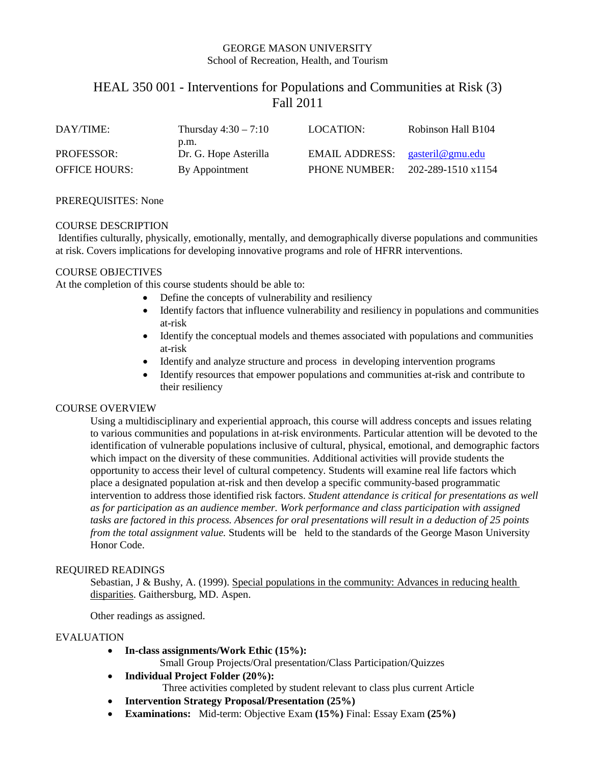GEORGE MASON UNIVERSITY
School of Recreation, Health, and Tourism

# HEAL 350 001 - Interventions for Populations and Communities at Risk (3)
## Fall 2011

| DAY/TIME: | Thursday 4:30 – 7:10 p.m. | LOCATION: | Robinson Hall B104 |
|---|---|---|---|
| PROFESSOR: | Dr. G. Hope Asterilla | EMAIL ADDRESS: | gasteril@gmu.edu |
| OFFICE HOURS: | By Appointment | PHONE NUMBER: | 202-289-1510 x1154 |

PREREQUISITES: None

COURSE DESCRIPTION

Identifies culturally, physically, emotionally, mentally, and demographically diverse populations and communities at risk. Covers implications for developing innovative programs and role of HFRR interventions.

COURSE OBJECTIVES

At the completion of this course students should be able to:

- Define the concepts of vulnerability and resiliency
- Identify factors that influence vulnerability and resiliency in populations and communities at-risk
- Identify the conceptual models and themes associated with populations and communities at-risk
- Identify and analyze structure and process in developing intervention programs
- Identify resources that empower populations and communities at-risk and contribute to their resiliency

COURSE OVERVIEW

Using a multidisciplinary and experiential approach, this course will address concepts and issues relating to various communities and populations in at-risk environments. Particular attention will be devoted to the identification of vulnerable populations inclusive of cultural, physical, emotional, and demographic factors which impact on the diversity of these communities. Additional activities will provide students the opportunity to access their level of cultural competency. Students will examine real life factors which place a designated population at-risk and then develop a specific community-based programmatic intervention to address those identified risk factors. *Student attendance is critical for presentations as well as for participation as an audience member. Work performance and class participation with assigned tasks are factored in this process. Absences for oral presentations will result in a deduction of 25 points from the total assignment value.* Students will be held to the standards of the George Mason University Honor Code.

REQUIRED READINGS

Sebastian, J & Bushy, A. (1999). Special populations in the community: Advances in reducing health disparities. Gaithersburg, MD. Aspen.

Other readings as assigned.

EVALUATION

- **In-class assignments/Work Ethic (15%):**
  Small Group Projects/Oral presentation/Class Participation/Quizzes
- **Individual Project Folder (20%):**
  Three activities completed by student relevant to class plus current Article
- **Intervention Strategy Proposal/Presentation (25%)**
- **Examinations:** Mid-term: Objective Exam **(15%)** Final: Essay Exam **(25%)**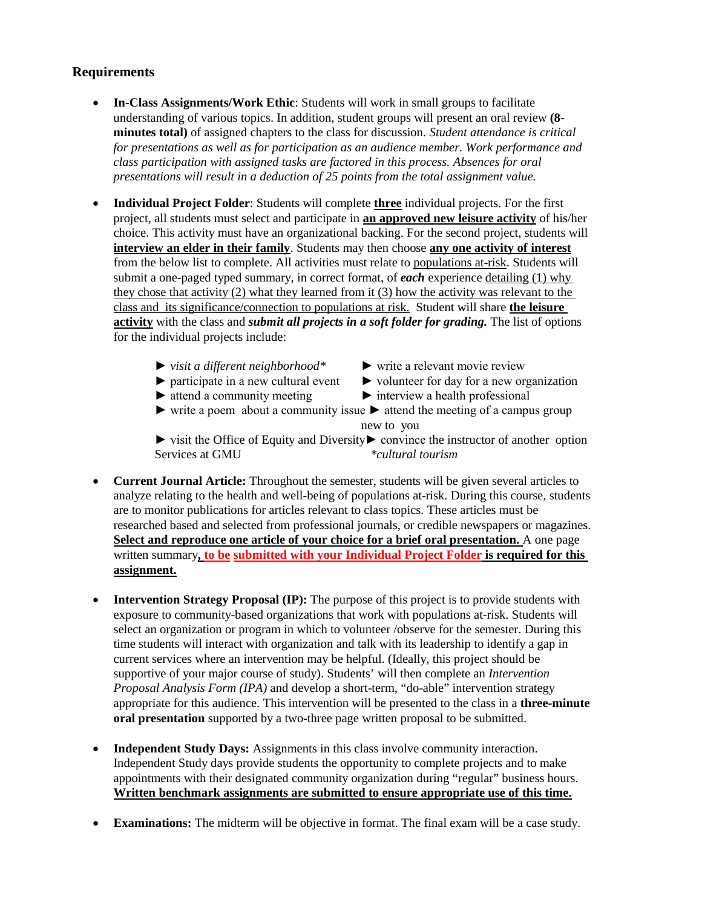## Requirements

- **In-Class Assignments/Work Ethic**: Students will work in small groups to facilitate understanding of various topics. In addition, student groups will present an oral review **(8-minutes total)** of assigned chapters to the class for discussion. *Student attendance is critical for presentations as well as for participation as an audience member. Work performance and class participation with assigned tasks are factored in this process. Absences for oral presentations will result in a deduction of 25 points from the total assignment value.*

- **Individual Project Folder**: Students will complete **three** individual projects. For the first project, all students must select and participate in **an approved new leisure activity** of his/her choice. This activity must have an organizational backing. For the second project, students will **interview an elder in their family**. Students may then choose **any one activity of interest** from the below list to complete. All activities must relate to populations at-risk. Students will submit a one-paged typed summary, in correct format, of ***each*** experience detailing (1) why they chose that activity (2) what they learned from it (3) how the activity was relevant to the class and its significance/connection to populations at risk. Student will share **the leisure activity** with the class and ***submit all projects in a soft folder for grading.*** The list of options for the individual projects include:

  - ► *visit a different neighborhood**
  - ► participate in a new cultural event
  - ► attend a community meeting
  - ► write a poem about a community issue
  - ► visit the Office of Equity and Diversity Services at GMU
  - ► write a relevant movie review
  - ► volunteer for day for a new organization
  - ► interview a health professional
  - ► attend the meeting of a campus group new to you
  - ► convince the instructor of another option

  *\*cultural tourism*

- **Current Journal Article:** Throughout the semester, students will be given several articles to analyze relating to the health and well-being of populations at-risk. During this course, students are to monitor publications for articles relevant to class topics. These articles must be researched based and selected from professional journals, or credible newspapers or magazines. **Select and reproduce one article of your choice for a brief oral presentation.** A one page written summary**, to be submitted with your Individual Project Folder is required for this assignment.**

- **Intervention Strategy Proposal (IP):** The purpose of this project is to provide students with exposure to community-based organizations that work with populations at-risk. Students will select an organization or program in which to volunteer /observe for the semester. During this time students will interact with organization and talk with its leadership to identify a gap in current services where an intervention may be helpful. (Ideally, this project should be supportive of your major course of study). Students' will then complete an *Intervention Proposal Analysis Form (IPA)* and develop a short-term, "do-able" intervention strategy appropriate for this audience. This intervention will be presented to the class in a **three-minute oral presentation** supported by a two-three page written proposal to be submitted.

- **Independent Study Days:** Assignments in this class involve community interaction. Independent Study days provide students the opportunity to complete projects and to make appointments with their designated community organization during "regular" business hours. **Written benchmark assignments are submitted to ensure appropriate use of this time.**

- **Examinations:** The midterm will be objective in format. The final exam will be a case study.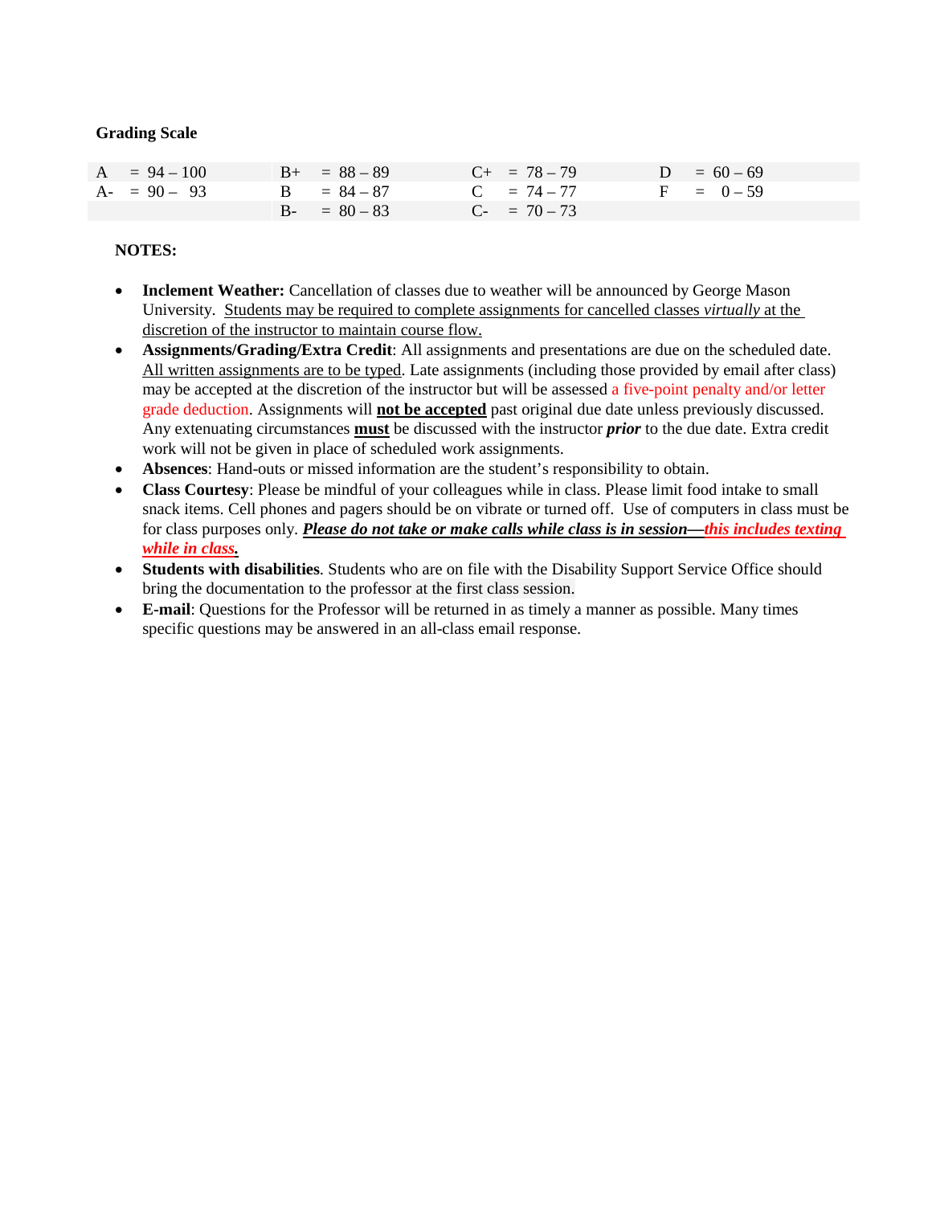## Grading Scale

| | | | | | | | |
|---|---|---|---|---|---|---|---|
| A | = 94 – 100 | B+ | = 88 – 89 | C+ | = 78 – 79 | D | = 60 – 69 |
| A- | = 90 – 93 | B | = 84 – 87 | C | = 74 – 77 | F | = 0 – 59 |
| | | B- | = 80 – 83 | C- | = 70 – 73 | | |

**NOTES:**

- **Inclement Weather:** Cancellation of classes due to weather will be announced by George Mason University. Students may be required to complete assignments for cancelled classes *virtually* at the discretion of the instructor to maintain course flow.
- **Assignments/Grading/Extra Credit**: All assignments and presentations are due on the scheduled date. All written assignments are to be typed. Late assignments (including those provided by email after class) may be accepted at the discretion of the instructor but will be assessed a five-point penalty and/or letter grade deduction. Assignments will **not be accepted** past original due date unless previously discussed. Any extenuating circumstances **must** be discussed with the instructor ***prior*** to the due date. Extra credit work will not be given in place of scheduled work assignments.
- **Absences**: Hand-outs or missed information are the student's responsibility to obtain.
- **Class Courtesy**: Please be mindful of your colleagues while in class. Please limit food intake to small snack items. Cell phones and pagers should be on vibrate or turned off. Use of computers in class must be for class purposes only. ***Please do not take or make calls while class is in session—this includes texting while in class.***
- **Students with disabilities**. Students who are on file with the Disability Support Service Office should bring the documentation to the professor at the first class session.
- **E-mail**: Questions for the Professor will be returned in as timely a manner as possible. Many times specific questions may be answered in an all-class email response.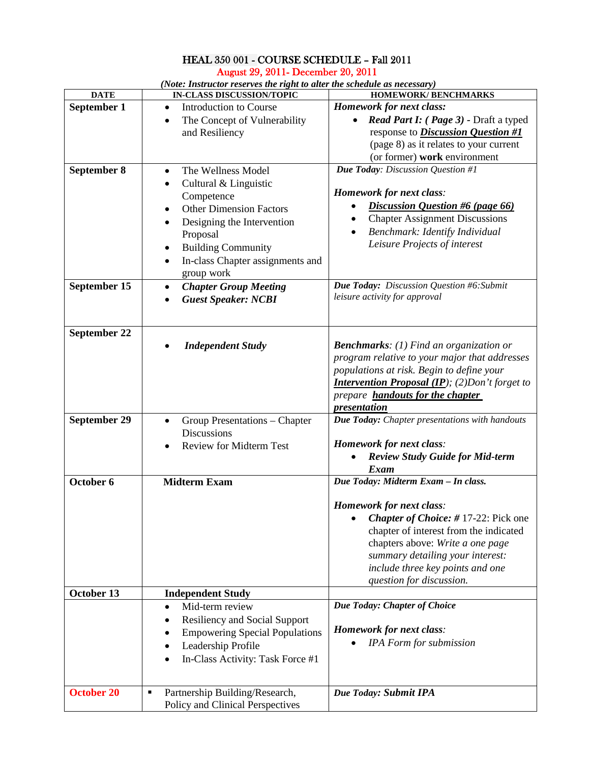# HEAL 350 001 - COURSE SCHEDULE – Fall 2011

## August 29, 2011- December 20, 2011

*(Note: Instructor reserves the right to alter the schedule as necessary)*

| DATE | IN-CLASS DISCUSSION/TOPIC | HOMEWORK/ BENCHMARKS |
|---|---|---|
| **September 1** | • Introduction to Course<br>• The Concept of Vulnerability and Resiliency | ***Homework for next class:***<br>• ***Read Part I: ( Page 3)*** - Draft a typed response to ***Discussion Question #1*** (page 8) as it relates to your current (or former) **work** environment |
| **September 8** | • The Wellness Model<br>• Cultural & Linguistic Competence<br>• Other Dimension Factors<br>• Designing the Intervention Proposal<br>• Building Community<br>• In-class Chapter assignments and group work | ***Due Today****: Discussion Question #1*<br><br>***Homework for next class****:*<br>• ***Discussion Question #6 (page 66)***<br>• Chapter Assignment Discussions<br>• *Benchmark: Identify Individual Leisure Projects of interest* |
| **September 15** | • ***Chapter Group Meeting***<br>• ***Guest Speaker: NCBI*** | ***Due Today:*** *Discussion Question #6:Submit leisure activity for approval* |
| **September 22** | • ***Independent Study*** | ***Benchmarks****: (1) Find an organization or program relative to your major that addresses populations at risk. Begin to define your* ***Intervention Proposal (IP)****; (2)Don't forget to prepare* ***handouts for the chapter presentation*** |
| **September 29** | • Group Presentations – Chapter Discussions<br>• Review for Midterm Test | ***Due Today:*** *Chapter presentations with handouts*<br><br>***Homework for next class****:*<br>• ***Review Study Guide for Mid-term Exam*** |
| **October 6** | **Midterm Exam** | ***Due Today: Midterm Exam – In class.***<br><br>***Homework for next class****:*<br>• ***Chapter of Choice: #*** 17-22: Pick one chapter of interest from the indicated chapters above: *Write a one page summary detailing your interest: include three key points and one question for discussion.* |
| **October 13** | **Independent Study** | |
| | • Mid-term review<br>• Resiliency and Social Support<br>• Empowering Special Populations<br>• Leadership Profile<br>• In-Class Activity: Task Force #1 | ***Due Today: Chapter of Choice***<br><br>***Homework for next class****:*<br>• *IPA Form for submission* |
| **October 20** | ▪ Partnership Building/Research, Policy and Clinical Perspectives | ***Due Today: Submit IPA*** |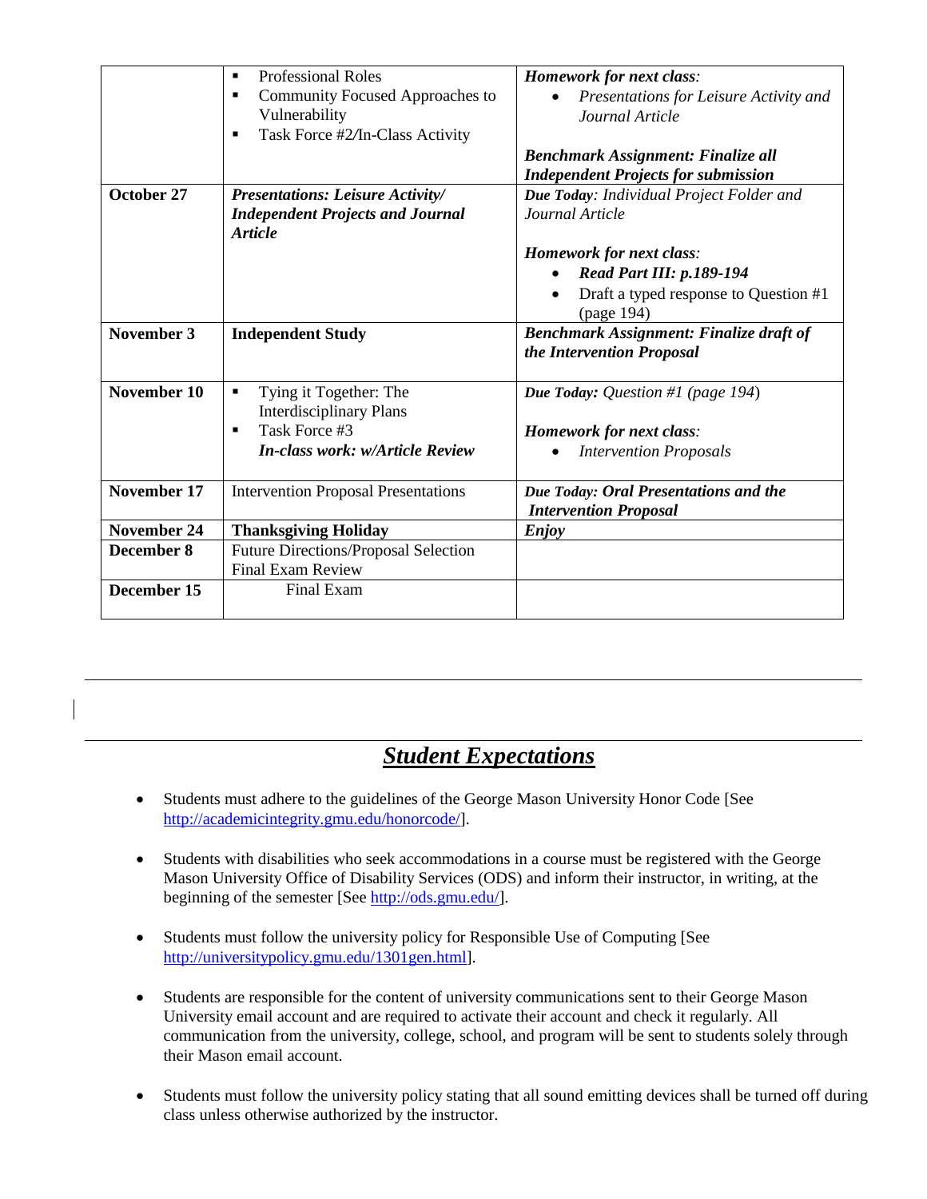| | | |
|---|---|---|
| | ▪ Professional Roles<br>▪ Community Focused Approaches to Vulnerability<br>▪ Task Force #2/In-Class Activity | ***Homework for next class:***<br>• *Presentations for Leisure Activity and Journal Article*<br><br>***Benchmark Assignment: Finalize all Independent Projects for submission*** |
| **October 27** | ***Presentations: Leisure Activity/ Independent Projects and Journal Article*** | ***Due Today:*** *Individual Project Folder and Journal Article*<br><br>***Homework for next class:***<br>• ***Read Part III: p.189-194***<br>• Draft a typed response to Question #1 (page 194) |
| **November 3** | **Independent Study** | ***Benchmark Assignment: Finalize draft of the Intervention Proposal*** |
| **November 10** | ▪ Tying it Together: The Interdisciplinary Plans<br>▪ Task Force #3<br>***In-class work: w/Article Review*** | ***Due Today:*** *Question #1 (page 194)*<br><br>***Homework for next class:***<br>• *Intervention Proposals* |
| **November 17** | Intervention Proposal Presentations | ***Due Today: Oral Presentations and the Intervention Proposal*** |
| **November 24** | **Thanksgiving Holiday** | ***Enjoy*** |
| **December 8** | Future Directions/Proposal Selection<br>Final Exam Review | |
| **December 15** | Final Exam | |

# ***Student Expectations***

- Students must adhere to the guidelines of the George Mason University Honor Code [See http://academicintegrity.gmu.edu/honorcode/].

- Students with disabilities who seek accommodations in a course must be registered with the George Mason University Office of Disability Services (ODS) and inform their instructor, in writing, at the beginning of the semester [See http://ods.gmu.edu/].

- Students must follow the university policy for Responsible Use of Computing [See http://universitypolicy.gmu.edu/1301gen.html].

- Students are responsible for the content of university communications sent to their George Mason University email account and are required to activate their account and check it regularly. All communication from the university, college, school, and program will be sent to students solely through their Mason email account.

- Students must follow the university policy stating that all sound emitting devices shall be turned off during class unless otherwise authorized by the instructor.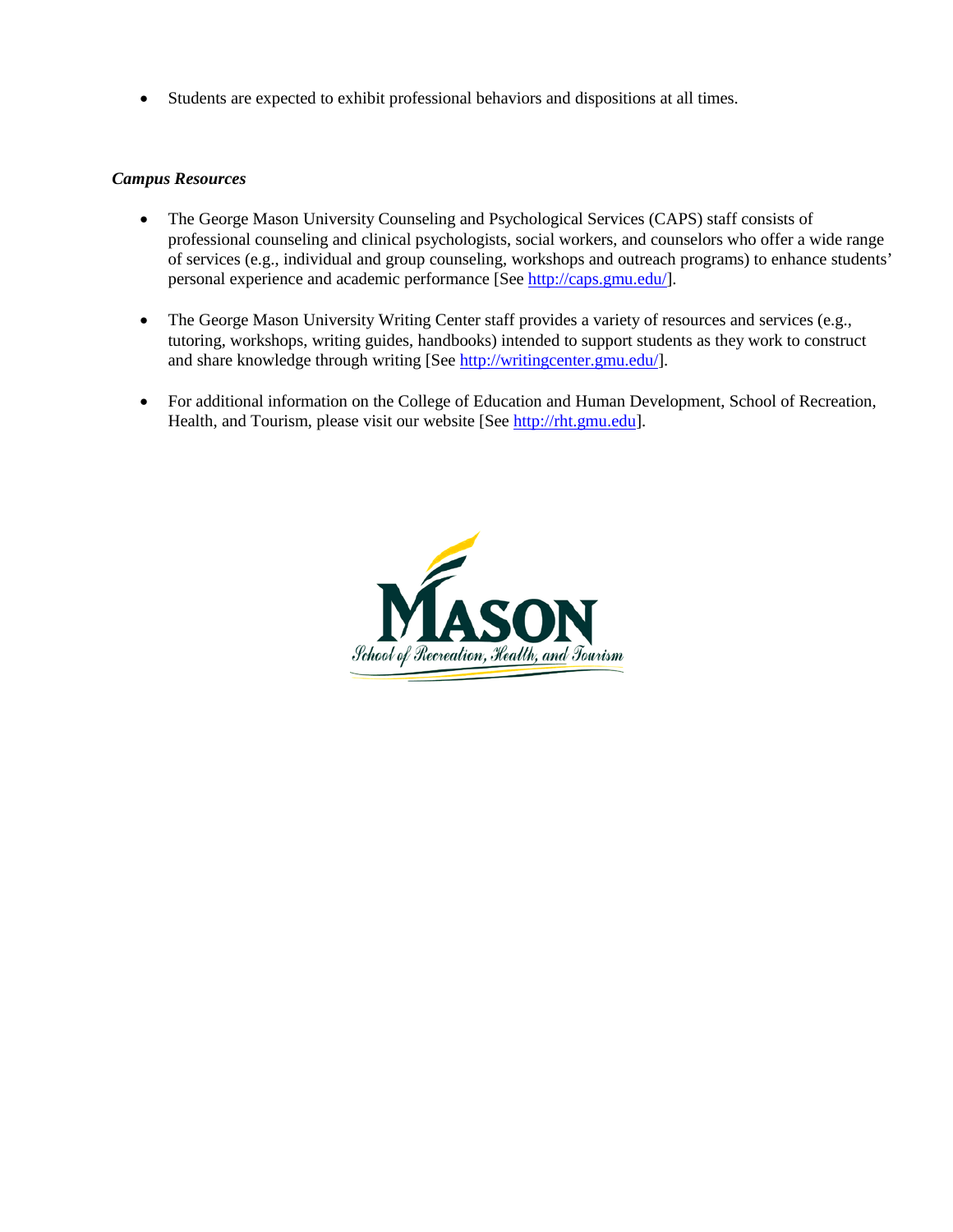- Students are expected to exhibit professional behaviors and dispositions at all times.

***Campus Resources***

- The George Mason University Counseling and Psychological Services (CAPS) staff consists of professional counseling and clinical psychologists, social workers, and counselors who offer a wide range of services (e.g., individual and group counseling, workshops and outreach programs) to enhance students' personal experience and academic performance [See http://caps.gmu.edu/].

- The George Mason University Writing Center staff provides a variety of resources and services (e.g., tutoring, workshops, writing guides, handbooks) intended to support students as they work to construct and share knowledge through writing [See http://writingcenter.gmu.edu/].

- For additional information on the College of Education and Human Development, School of Recreation, Health, and Tourism, please visit our website [See http://rht.gmu.edu].

MASON
School of Recreation, Health, and Tourism